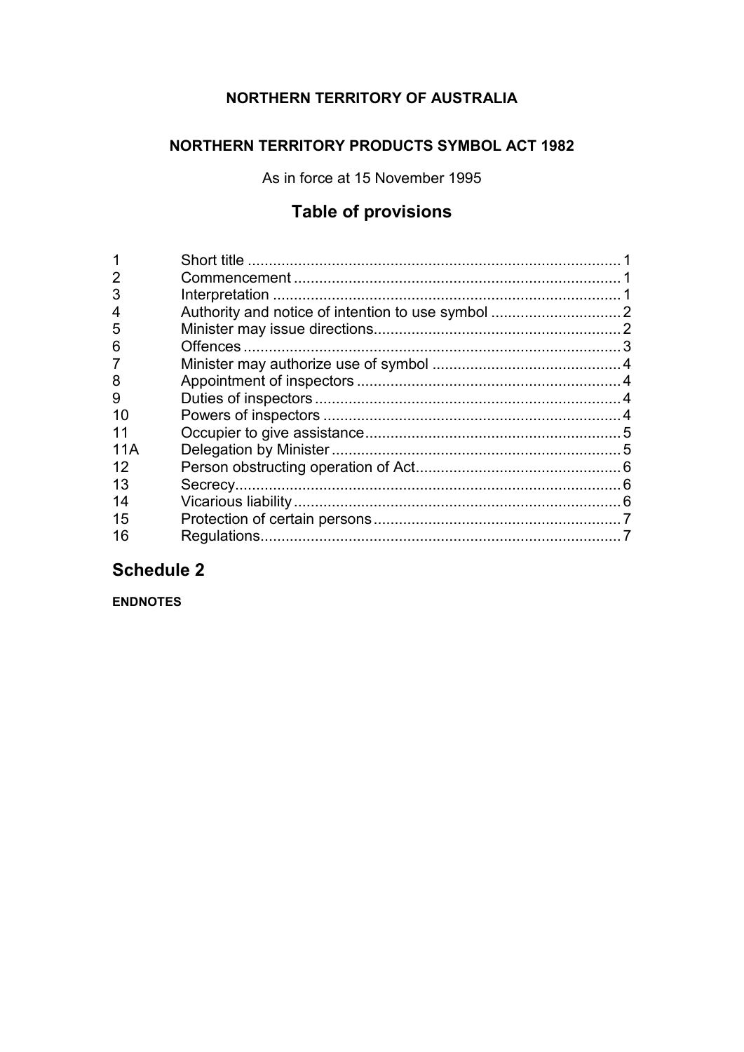**NORTHERN TERRITORY OF AUSTRALIA**

**NORTHERN TERRITORY PRODUCTS SYMBOL ACT 1982**

As in force at 15 November 1995

## Table of provisions

| | | |
|---|---|---|
| 1 | Short title | 1 |
| 2 | Commencement | 1 |
| 3 | Interpretation | 1 |
| 4 | Authority and notice of intention to use symbol | 2 |
| 5 | Minister may issue directions | 2 |
| 6 | Offences | 3 |
| 7 | Minister may authorize use of symbol | 4 |
| 8 | Appointment of inspectors | 4 |
| 9 | Duties of inspectors | 4 |
| 10 | Powers of inspectors | 4 |
| 11 | Occupier to give assistance | 5 |
| 11A | Delegation by Minister | 5 |
| 12 | Person obstructing operation of Act | 6 |
| 13 | Secrecy | 6 |
| 14 | Vicarious liability | 6 |
| 15 | Protection of certain persons | 7 |
| 16 | Regulations | 7 |

## Schedule 2

**ENDNOTES**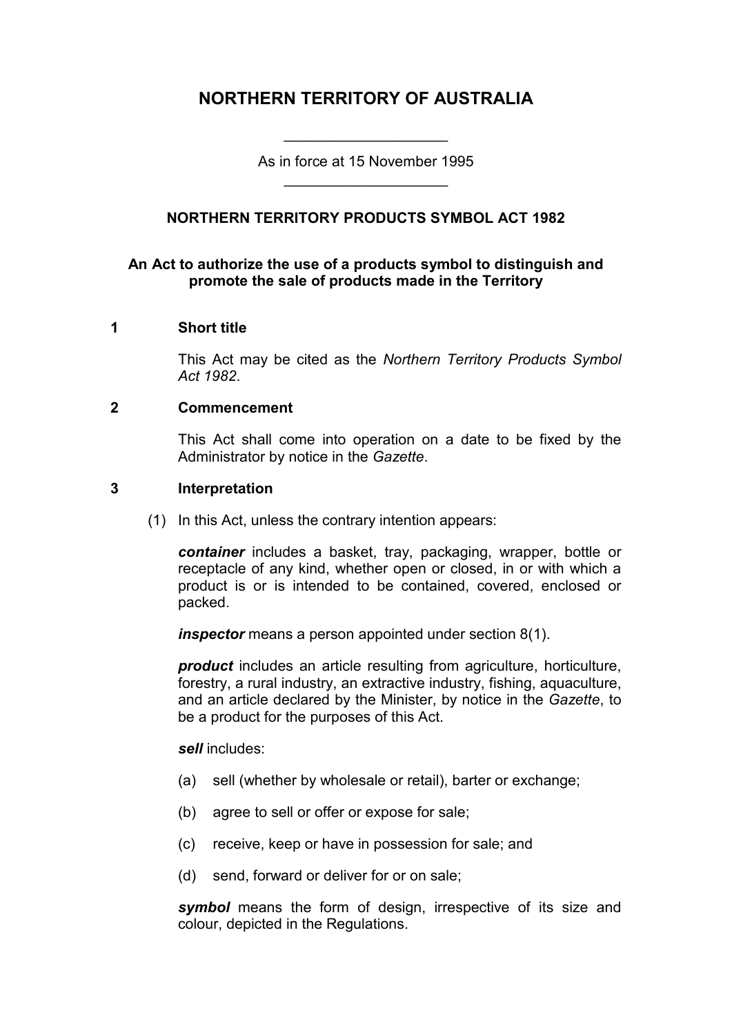# NORTHERN TERRITORY OF AUSTRALIA

As in force at 15 November 1995

## NORTHERN TERRITORY PRODUCTS SYMBOL ACT 1982

**An Act to authorize the use of a products symbol to distinguish and promote the sale of products made in the Territory**

### 1 Short title

This Act may be cited as the *Northern Territory Products Symbol Act 1982*.

### 2 Commencement

This Act shall come into operation on a date to be fixed by the Administrator by notice in the *Gazette*.

### 3 Interpretation

(1) In this Act, unless the contrary intention appears:

***container*** includes a basket, tray, packaging, wrapper, bottle or receptacle of any kind, whether open or closed, in or with which a product is or is intended to be contained, covered, enclosed or packed.

***inspector*** means a person appointed under section 8(1).

***product*** includes an article resulting from agriculture, horticulture, forestry, a rural industry, an extractive industry, fishing, aquaculture, and an article declared by the Minister, by notice in the *Gazette*, to be a product for the purposes of this Act.

***sell*** includes:

(a) sell (whether by wholesale or retail), barter or exchange;

(b) agree to sell or offer or expose for sale;

(c) receive, keep or have in possession for sale; and

(d) send, forward or deliver for or on sale;

***symbol*** means the form of design, irrespective of its size and colour, depicted in the Regulations.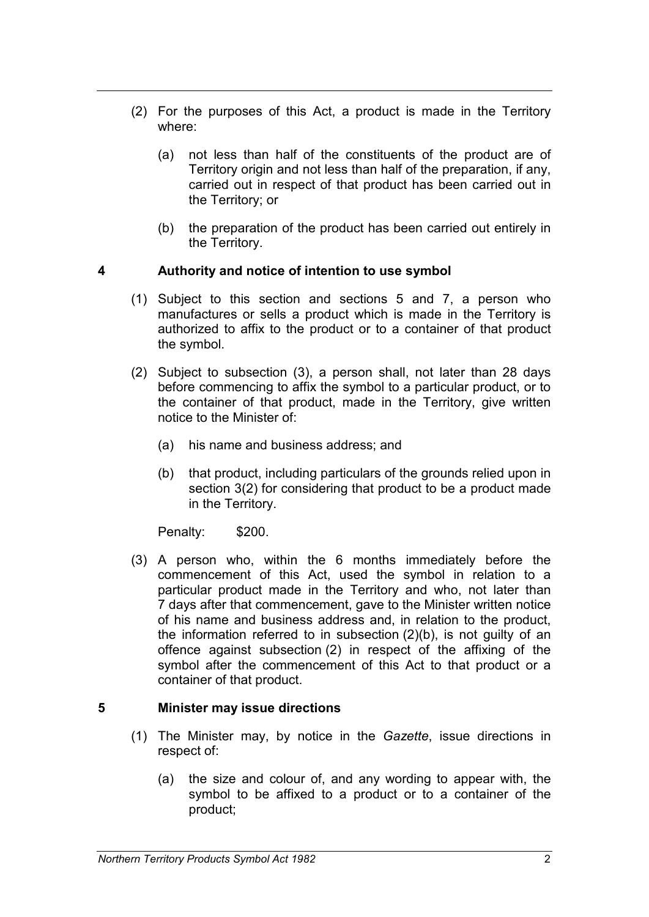(2) For the purposes of this Act, a product is made in the Territory where:

(a) not less than half of the constituents of the product are of Territory origin and not less than half of the preparation, if any, carried out in respect of that product has been carried out in the Territory; or

(b) the preparation of the product has been carried out entirely in the Territory.

### 4 Authority and notice of intention to use symbol

(1) Subject to this section and sections 5 and 7, a person who manufactures or sells a product which is made in the Territory is authorized to affix to the product or to a container of that product the symbol.

(2) Subject to subsection (3), a person shall, not later than 28 days before commencing to affix the symbol to a particular product, or to the container of that product, made in the Territory, give written notice to the Minister of:

(a) his name and business address; and

(b) that product, including particulars of the grounds relied upon in section 3(2) for considering that product to be a product made in the Territory.

Penalty: $200.

(3) A person who, within the 6 months immediately before the commencement of this Act, used the symbol in relation to a particular product made in the Territory and who, not later than 7 days after that commencement, gave to the Minister written notice of his name and business address and, in relation to the product, the information referred to in subsection (2)(b), is not guilty of an offence against subsection (2) in respect of the affixing of the symbol after the commencement of this Act to that product or a container of that product.

### 5 Minister may issue directions

(1) The Minister may, by notice in the *Gazette*, issue directions in respect of:

(a) the size and colour of, and any wording to appear with, the symbol to be affixed to a product or to a container of the product;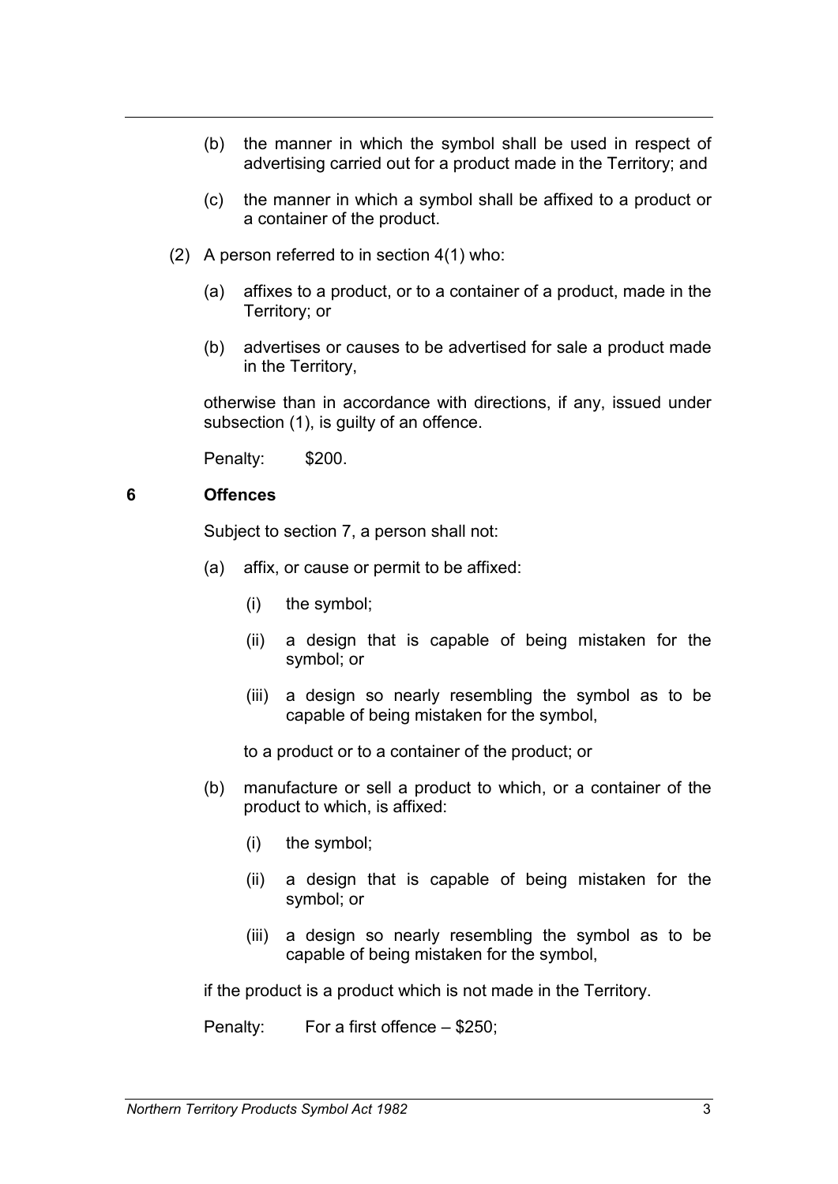(b) the manner in which the symbol shall be used in respect of advertising carried out for a product made in the Territory; and

(c) the manner in which a symbol shall be affixed to a product or a container of the product.

(2) A person referred to in section 4(1) who:

(a) affixes to a product, or to a container of a product, made in the Territory; or

(b) advertises or causes to be advertised for sale a product made in the Territory,

otherwise than in accordance with directions, if any, issued under subsection (1), is guilty of an offence.

Penalty: $200.

## 6 Offences

Subject to section 7, a person shall not:

(a) affix, or cause or permit to be affixed:

 (i) the symbol;

 (ii) a design that is capable of being mistaken for the symbol; or

 (iii) a design so nearly resembling the symbol as to be capable of being mistaken for the symbol,

 to a product or to a container of the product; or

(b) manufacture or sell a product to which, or a container of the product to which, is affixed:

 (i) the symbol;

 (ii) a design that is capable of being mistaken for the symbol; or

 (iii) a design so nearly resembling the symbol as to be capable of being mistaken for the symbol,

if the product is a product which is not made in the Territory.

Penalty: For a first offence – $250;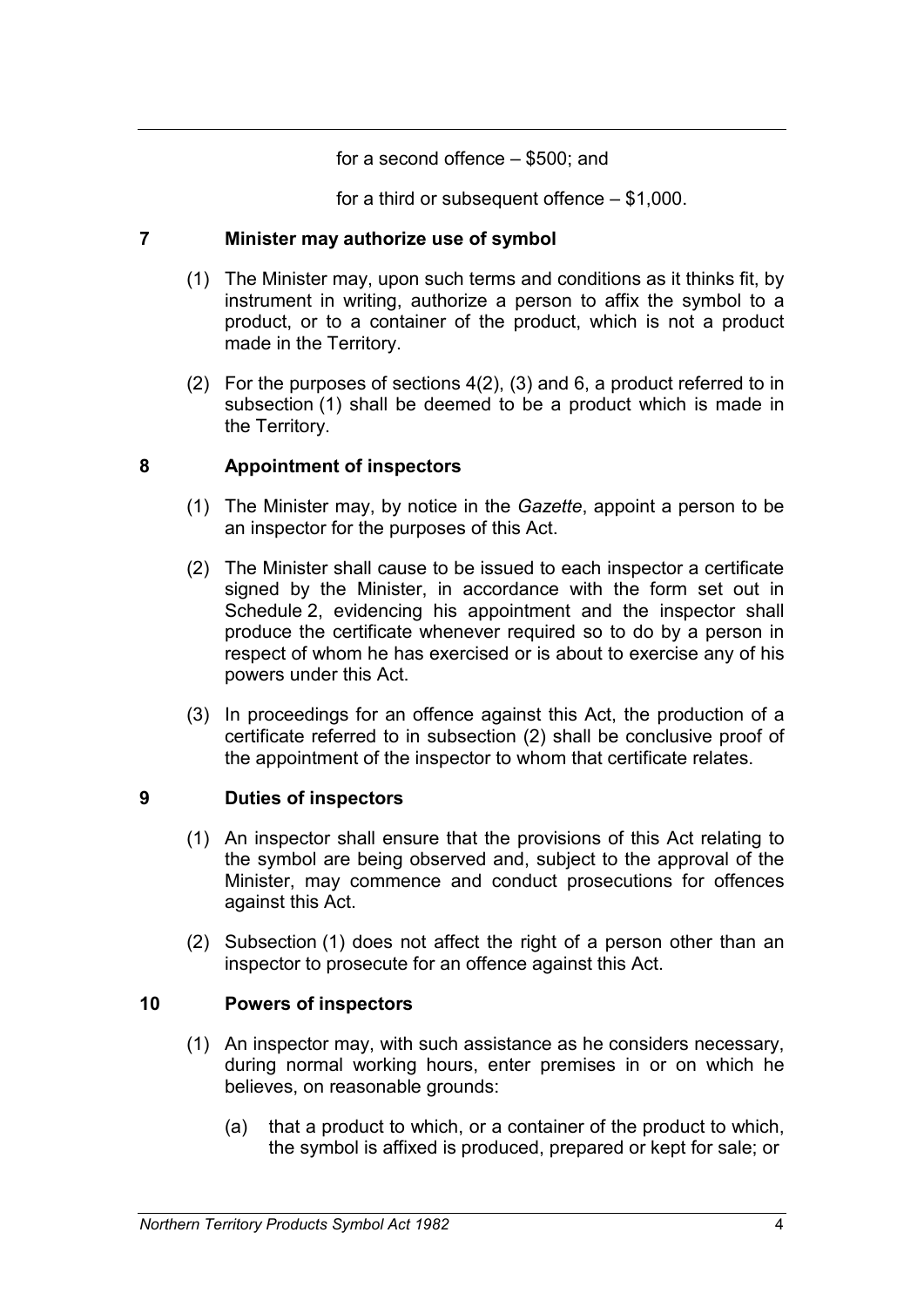for a second offence – $500; and

for a third or subsequent offence – $1,000.

## 7 Minister may authorize use of symbol

(1) The Minister may, upon such terms and conditions as it thinks fit, by instrument in writing, authorize a person to affix the symbol to a product, or to a container of the product, which is not a product made in the Territory.

(2) For the purposes of sections 4(2), (3) and 6, a product referred to in subsection (1) shall be deemed to be a product which is made in the Territory.

## 8 Appointment of inspectors

(1) The Minister may, by notice in the *Gazette*, appoint a person to be an inspector for the purposes of this Act.

(2) The Minister shall cause to be issued to each inspector a certificate signed by the Minister, in accordance with the form set out in Schedule 2, evidencing his appointment and the inspector shall produce the certificate whenever required so to do by a person in respect of whom he has exercised or is about to exercise any of his powers under this Act.

(3) In proceedings for an offence against this Act, the production of a certificate referred to in subsection (2) shall be conclusive proof of the appointment of the inspector to whom that certificate relates.

## 9 Duties of inspectors

(1) An inspector shall ensure that the provisions of this Act relating to the symbol are being observed and, subject to the approval of the Minister, may commence and conduct prosecutions for offences against this Act.

(2) Subsection (1) does not affect the right of a person other than an inspector to prosecute for an offence against this Act.

## 10 Powers of inspectors

(1) An inspector may, with such assistance as he considers necessary, during normal working hours, enter premises in or on which he believes, on reasonable grounds:

(a) that a product to which, or a container of the product to which, the symbol is affixed is produced, prepared or kept for sale; or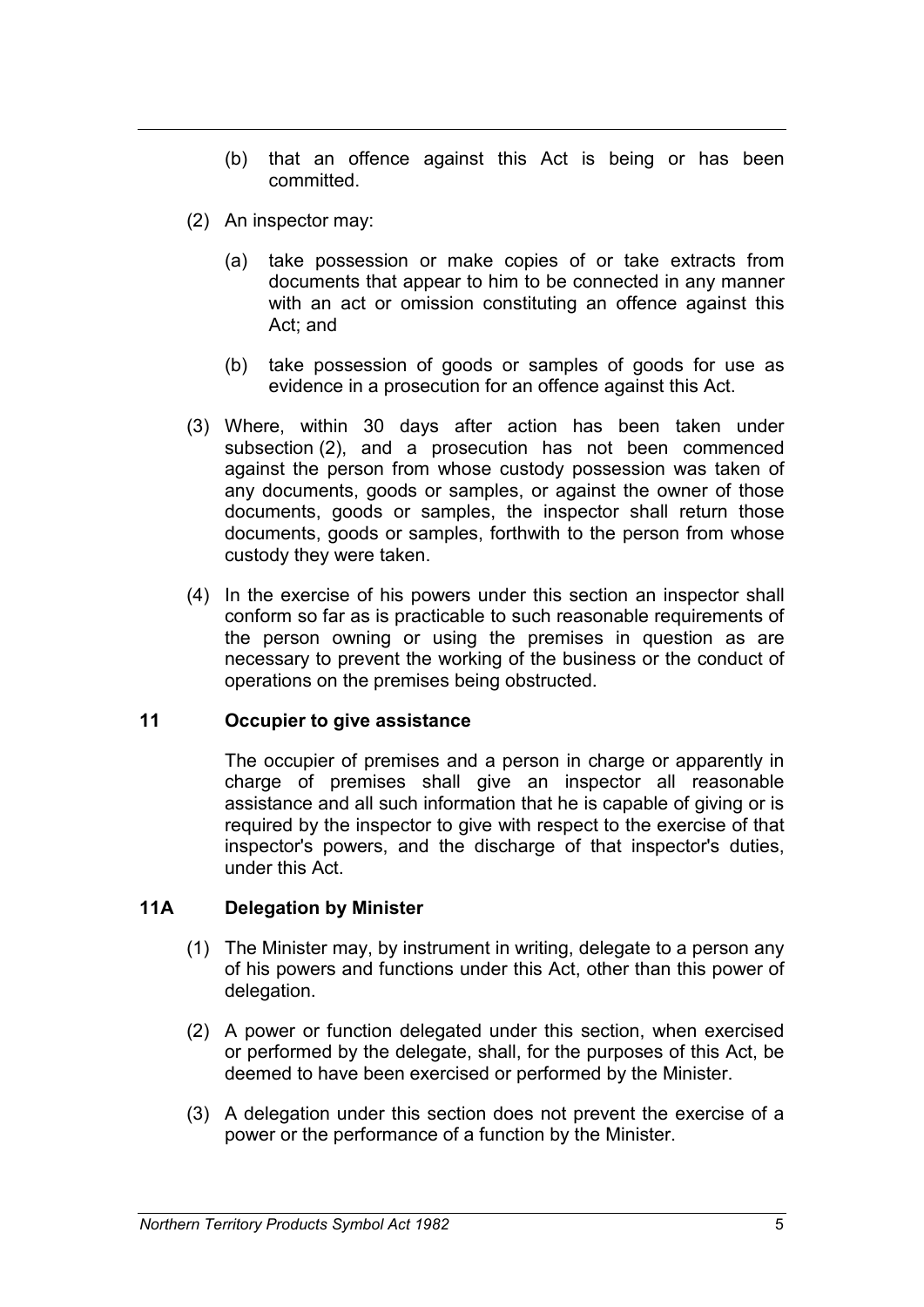(b) that an offence against this Act is being or has been committed.

(2) An inspector may:

(a) take possession or make copies of or take extracts from documents that appear to him to be connected in any manner with an act or omission constituting an offence against this Act; and

(b) take possession of goods or samples of goods for use as evidence in a prosecution for an offence against this Act.

(3) Where, within 30 days after action has been taken under subsection (2), and a prosecution has not been commenced against the person from whose custody possession was taken of any documents, goods or samples, or against the owner of those documents, goods or samples, the inspector shall return those documents, goods or samples, forthwith to the person from whose custody they were taken.

(4) In the exercise of his powers under this section an inspector shall conform so far as is practicable to such reasonable requirements of the person owning or using the premises in question as are necessary to prevent the working of the business or the conduct of operations on the premises being obstructed.

### 11 Occupier to give assistance

The occupier of premises and a person in charge or apparently in charge of premises shall give an inspector all reasonable assistance and all such information that he is capable of giving or is required by the inspector to give with respect to the exercise of that inspector's powers, and the discharge of that inspector's duties, under this Act.

### 11A Delegation by Minister

(1) The Minister may, by instrument in writing, delegate to a person any of his powers and functions under this Act, other than this power of delegation.

(2) A power or function delegated under this section, when exercised or performed by the delegate, shall, for the purposes of this Act, be deemed to have been exercised or performed by the Minister.

(3) A delegation under this section does not prevent the exercise of a power or the performance of a function by the Minister.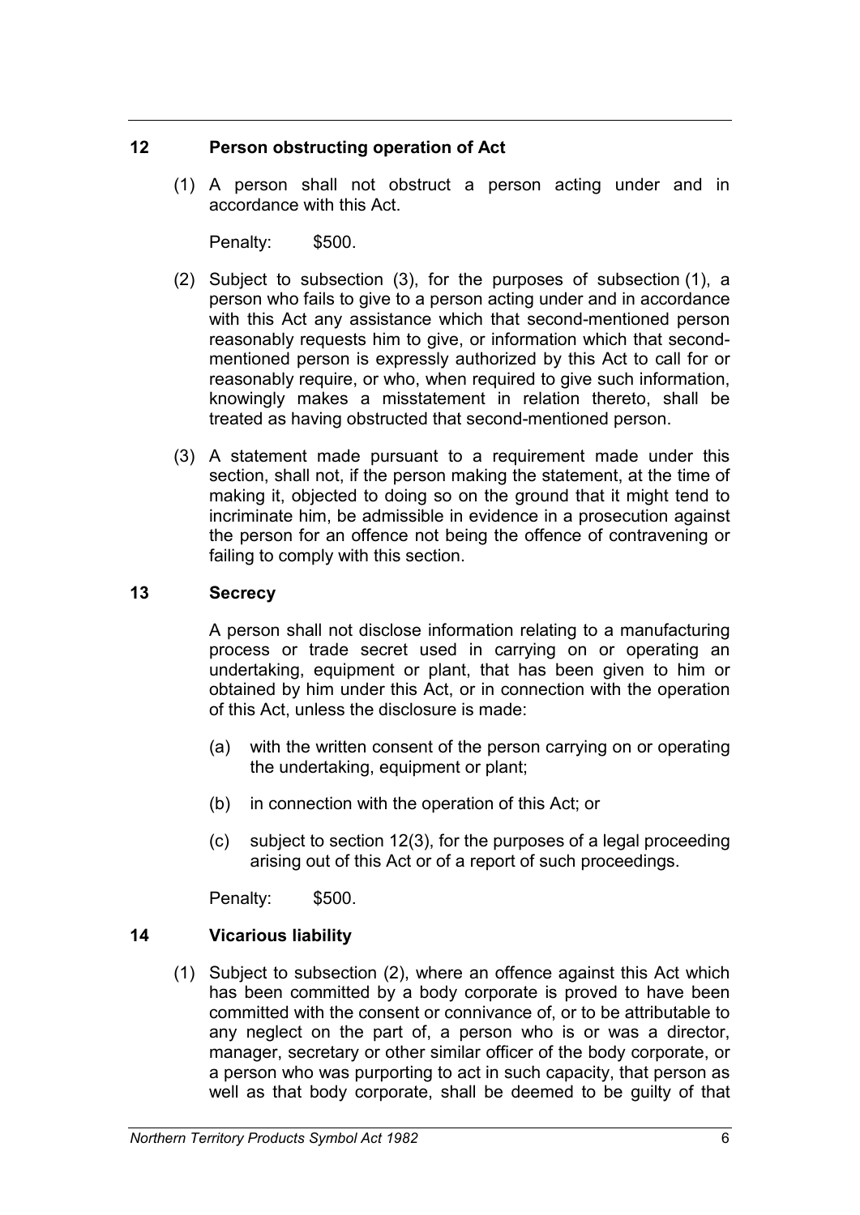## 12 Person obstructing operation of Act

(1) A person shall not obstruct a person acting under and in accordance with this Act.

Penalty: $500.

(2) Subject to subsection (3), for the purposes of subsection (1), a person who fails to give to a person acting under and in accordance with this Act any assistance which that second-mentioned person reasonably requests him to give, or information which that second-mentioned person is expressly authorized by this Act to call for or reasonably require, or who, when required to give such information, knowingly makes a misstatement in relation thereto, shall be treated as having obstructed that second-mentioned person.

(3) A statement made pursuant to a requirement made under this section, shall not, if the person making the statement, at the time of making it, objected to doing so on the ground that it might tend to incriminate him, be admissible in evidence in a prosecution against the person for an offence not being the offence of contravening or failing to comply with this section.

## 13 Secrecy

A person shall not disclose information relating to a manufacturing process or trade secret used in carrying on or operating an undertaking, equipment or plant, that has been given to him or obtained by him under this Act, or in connection with the operation of this Act, unless the disclosure is made:

(a) with the written consent of the person carrying on or operating the undertaking, equipment or plant;

(b) in connection with the operation of this Act; or

(c) subject to section 12(3), for the purposes of a legal proceeding arising out of this Act or of a report of such proceedings.

Penalty: $500.

## 14 Vicarious liability

(1) Subject to subsection (2), where an offence against this Act which has been committed by a body corporate is proved to have been committed with the consent or connivance of, or to be attributable to any neglect on the part of, a person who is or was a director, manager, secretary or other similar officer of the body corporate, or a person who was purporting to act in such capacity, that person as well as that body corporate, shall be deemed to be guilty of that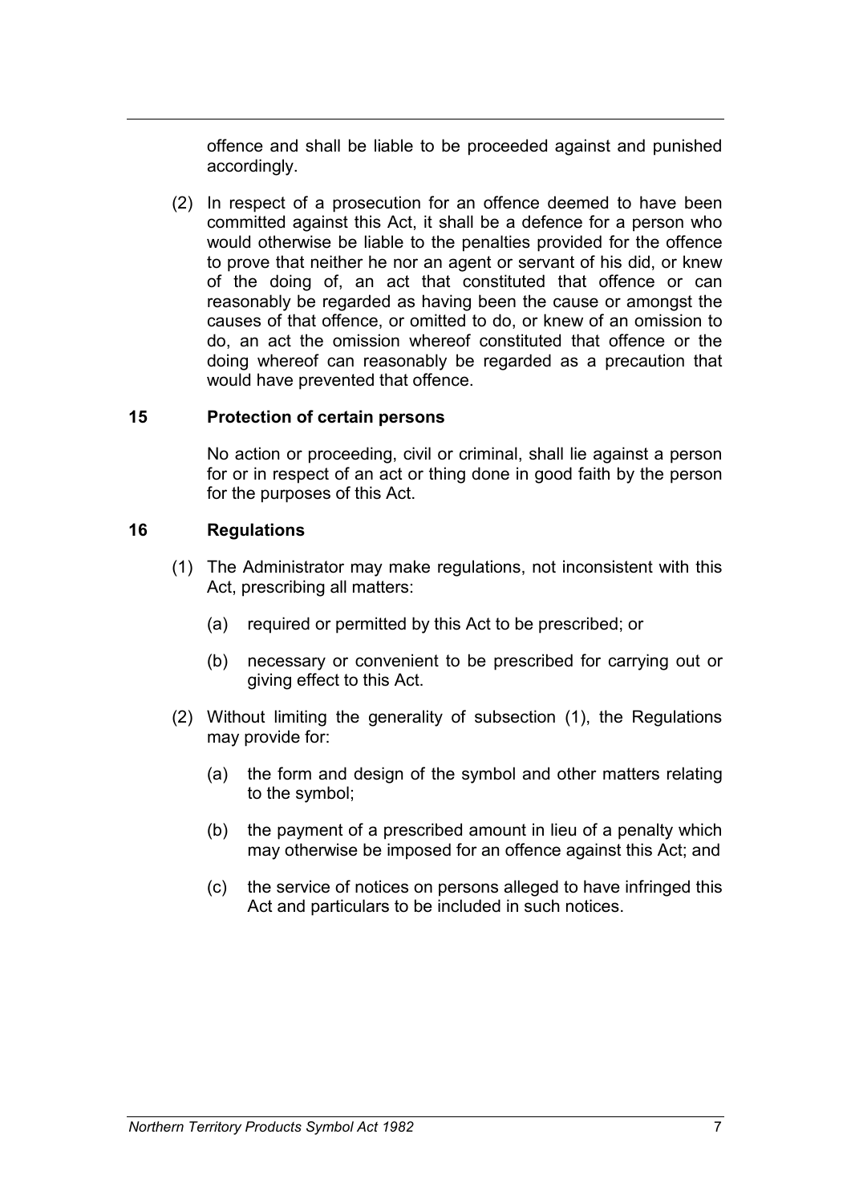offence and shall be liable to be proceeded against and punished accordingly.

(2) In respect of a prosecution for an offence deemed to have been committed against this Act, it shall be a defence for a person who would otherwise be liable to the penalties provided for the offence to prove that neither he nor an agent or servant of his did, or knew of the doing of, an act that constituted that offence or can reasonably be regarded as having been the cause or amongst the causes of that offence, or omitted to do, or knew of an omission to do, an act the omission whereof constituted that offence or the doing whereof can reasonably be regarded as a precaution that would have prevented that offence.

### 15 Protection of certain persons

No action or proceeding, civil or criminal, shall lie against a person for or in respect of an act or thing done in good faith by the person for the purposes of this Act.

### 16 Regulations

(1) The Administrator may make regulations, not inconsistent with this Act, prescribing all matters:

(a) required or permitted by this Act to be prescribed; or

(b) necessary or convenient to be prescribed for carrying out or giving effect to this Act.

(2) Without limiting the generality of subsection (1), the Regulations may provide for:

(a) the form and design of the symbol and other matters relating to the symbol;

(b) the payment of a prescribed amount in lieu of a penalty which may otherwise be imposed for an offence against this Act; and

(c) the service of notices on persons alleged to have infringed this Act and particulars to be included in such notices.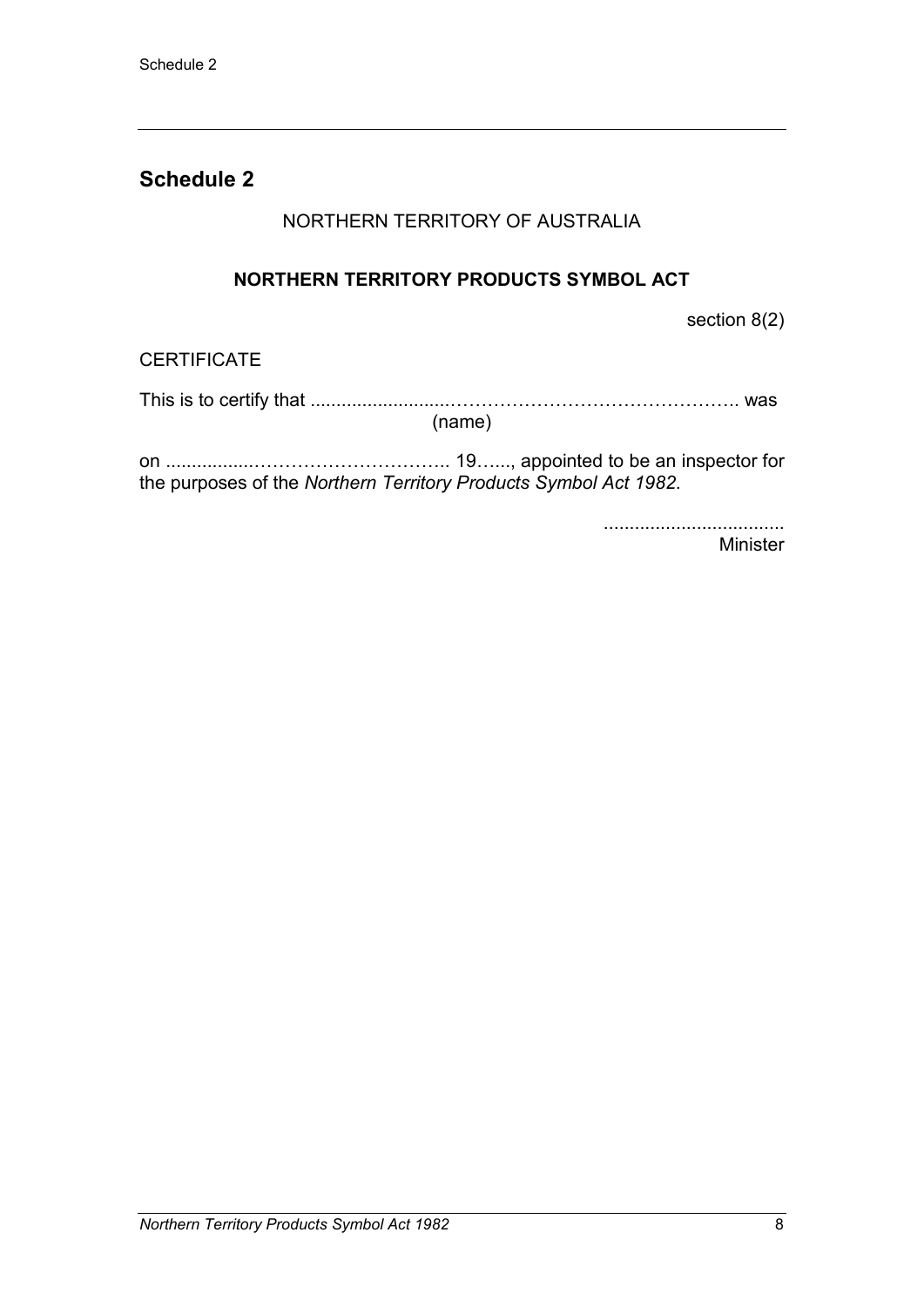## Schedule 2

NORTHERN TERRITORY OF AUSTRALIA

**NORTHERN TERRITORY PRODUCTS SYMBOL ACT**

section 8(2)

CERTIFICATE

This is to certify that ..........................…………………………………….. was
(name)

on ................………………………….. 19….., appointed to be an inspector for the purposes of the *Northern Territory Products Symbol Act 1982*.

...................................
Minister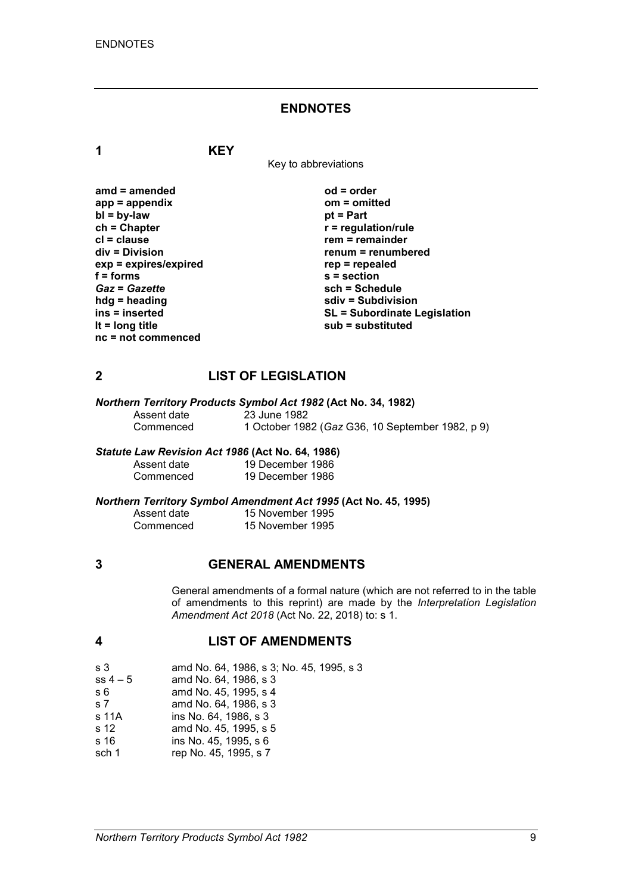# ENDNOTES

## 1 KEY

Key to abbreviations

| | |
|---|---|
| **amd = amended** | **od = order** |
| **app = appendix** | **om = omitted** |
| **bl = by-law** | **pt = Part** |
| **ch = Chapter** | **r = regulation/rule** |
| **cl = clause** | **rem = remainder** |
| **div = Division** | **renum = renumbered** |
| **exp = expires/expired** | **rep = repealed** |
| **f = forms** | **s = section** |
| ***Gaz* = *Gazette*** | **sch = Schedule** |
| **hdg = heading** | **sdiv = Subdivision** |
| **ins = inserted** | **SL = Subordinate Legislation** |
| **lt = long title** | **sub = substituted** |
| **nc = not commenced** | |

## 2 LIST OF LEGISLATION

***Northern Territory Products Symbol Act 1982* (Act No. 34, 1982)**

| | |
|---|---|
| Assent date | 23 June 1982 |
| Commenced | 1 October 1982 (*Gaz* G36, 10 September 1982, p 9) |

***Statute Law Revision Act 1986* (Act No. 64, 1986)**

| | |
|---|---|
| Assent date | 19 December 1986 |
| Commenced | 19 December 1986 |

***Northern Territory Symbol Amendment Act 1995* (Act No. 45, 1995)**

| | |
|---|---|
| Assent date | 15 November 1995 |
| Commenced | 15 November 1995 |

## 3 GENERAL AMENDMENTS

General amendments of a formal nature (which are not referred to in the table of amendments to this reprint) are made by the *Interpretation Legislation Amendment Act 2018* (Act No. 22, 2018) to: s 1.

## 4 LIST OF AMENDMENTS

| | |
|---|---|
| s 3 | amd No. 64, 1986, s 3; No. 45, 1995, s 3 |
| ss 4 – 5 | amd No. 64, 1986, s 3 |
| s 6 | amd No. 45, 1995, s 4 |
| s 7 | amd No. 64, 1986, s 3 |
| s 11A | ins No. 64, 1986, s 3 |
| s 12 | amd No. 45, 1995, s 5 |
| s 16 | ins No. 45, 1995, s 6 |
| sch 1 | rep No. 45, 1995, s 7 |